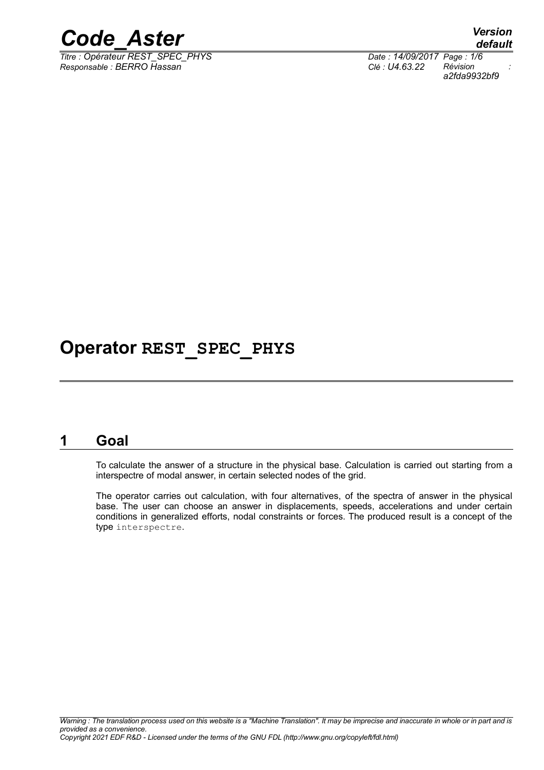# Operator REST_SPEC_PHYS

## 1 Goal

To calculate the answer of a structure in the physical base. Calculation is carried out starting from a interspectre of modal answer, in certain selected nodes of the grid.

The operator carries out calculation, with four alternatives, of the spectra of answer in the physical base. The user can choose an answer in displacements, speeds, accelerations and under certain conditions in generalized efforts, nodal constraints or forces. The produced result is a concept of the type `interspectre`.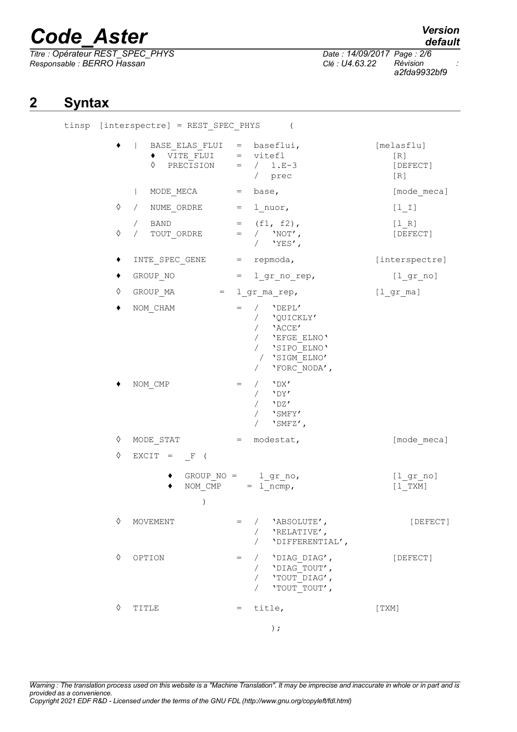## 2 Syntax

```
tinsp [interspectre] = REST_SPEC_PHYS       (

    ♦  |  BASE_ELAS_FLUI   =  baseflui,              [melasflu]
          ♦  VITE_FLUI     =  vitefl                  [R]
          ◊  PRECISION     =  /  1.E-3                [DEFECT]
                              /  prec                 [R]

       |  MODE_MECA        =  base,                  [mode_meca]

    ◊  /  NUME_ORDRE       =  l_nuor,                [l_I]

       /  BAND             =  (f1, f2),              [l_R]
    ◊  /  TOUT_ORDRE       =  /  'NOT',              [DEFECT]
                              /  'YES',

    ♦  INTE_SPEC_GENE      =  repmoda,               [interspectre]

    ♦  GROUP_NO            =  l_gr_no_rep,           [l_gr_no]

    ◊  GROUP_MA         =  l_gr_ma_rep,              [l_gr_ma]

    ♦  NOM_CHAM            =  /  'DEPL'
                              /  'QUICKLY'
                              /  'ACCE'
                              /  'EFGE_ELNO'
                              /  'SIPO_ELNO'
                              /  'SIGM_ELNO'
                              /  'FORC_NODA',

    ♦  NOM_CMP             =  /  'DX'
                              /  'DY'
                              /  'DZ'
                              /  'SMFY'
                              /  'SMFZ',

    ◊  MODE_STAT           =  modestat,              [mode_meca]

    ◊  EXCIT  =  _F  (

             ♦  GROUP_NO =     l_gr_no,              [l_gr_no]
             ♦  NOM_CMP     =  l_ncmp,               [l_TXM]

                 )

    ◊  MOVEMENT            =  /  'ABSOLUTE',         [DEFECT]
                              /  'RELATIVE',
                              /  'DIFFERENTIAL',

    ◊  OPTION              =  /  'DIAG_DIAG',        [DEFECT]
                              /  'DIAG_TOUT',
                              /  'TOUT_DIAG',
                              /  'TOUT_TOUT',

    ◊  TITLE               =  title,                 [TXM]

                              );
```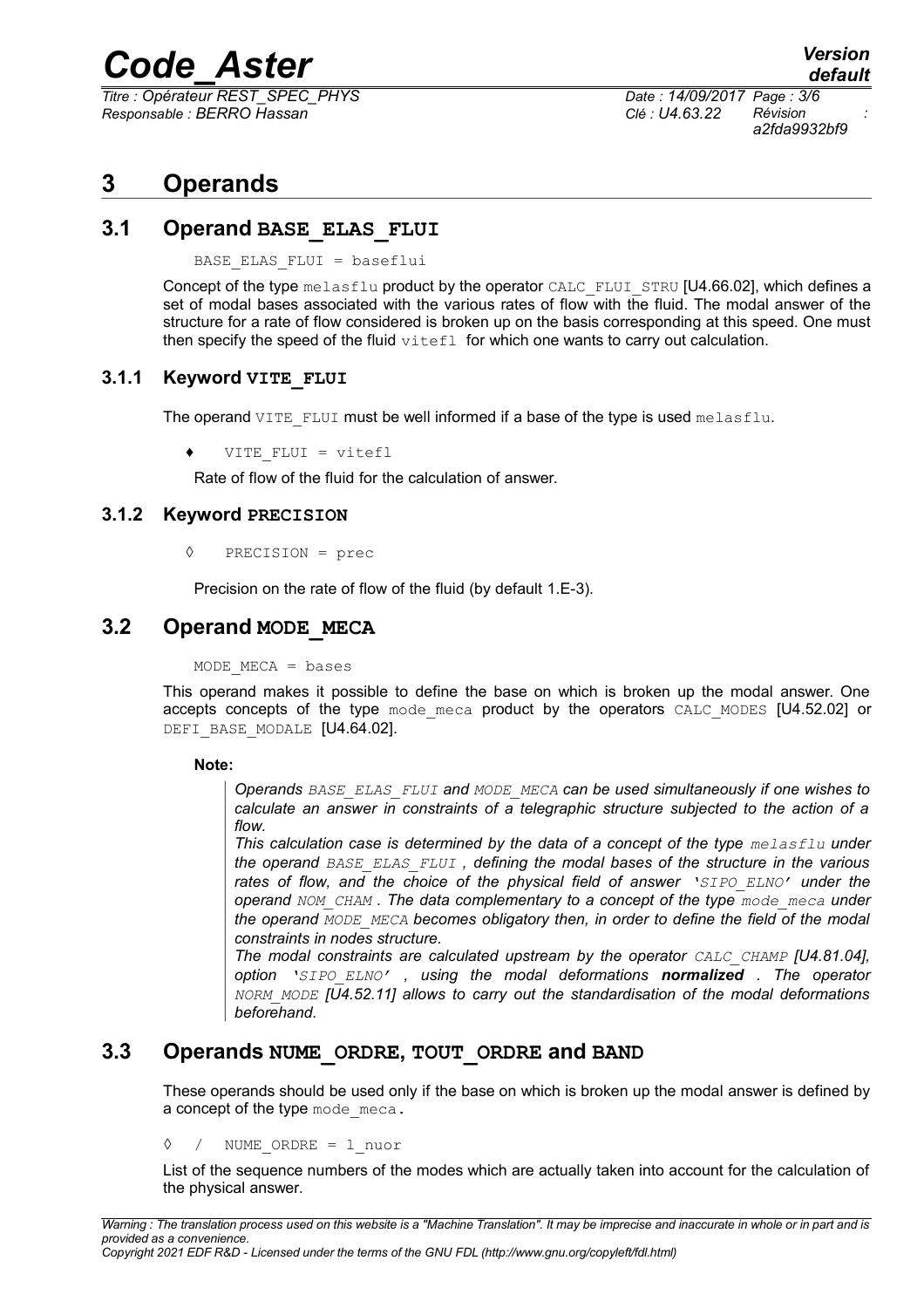# 3 Operands

## 3.1 Operand BASE_ELAS_FLUI

```
BASE_ELAS_FLUI = baseflui
```

Concept of the type `melasflu` product by the operator `CALC_FLUI_STRU` [U4.66.02], which defines a set of modal bases associated with the various rates of flow with the fluid. The modal answer of the structure for a rate of flow considered is broken up on the basis corresponding at this speed. One must then specify the speed of the fluid `vitefl` for which one wants to carry out calculation.

### 3.1.1 Keyword VITE_FLUI

The operand `VITE_FLUI` must be well informed if a base of the type is used `melasflu`.

♦ `VITE_FLUI = vitefl`

Rate of flow of the fluid for the calculation of answer.

### 3.1.2 Keyword PRECISION

◊ `PRECISION = prec`

Precision on the rate of flow of the fluid (by default 1.E-3).

## 3.2 Operand MODE_MECA

```
MODE_MECA = bases
```

This operand makes it possible to define the base on which is broken up the modal answer. One accepts concepts of the type `mode_meca` product by the operators `CALC_MODES` [U4.52.02] or `DEFI_BASE_MODALE` [U4.64.02].

**Note:**

> *Operands `BASE_ELAS_FLUI` and `MODE_MECA` can be used simultaneously if one wishes to calculate an answer in constraints of a telegraphic structure subjected to the action of a flow.*
>
> *This calculation case is determined by the data of a concept of the type `melasflu` under the operand `BASE_ELAS_FLUI`, defining the modal bases of the structure in the various rates of flow, and the choice of the physical field of answer 'SIPO_ELNO' under the operand `NOM_CHAM`. The data complementary to a concept of the type `mode_meca` under the operand `MODE_MECA` becomes obligatory then, in order to define the field of the modal constraints in nodes structure.*
>
> *The modal constraints are calculated upstream by the operator `CALC_CHAMP` [U4.81.04], option 'SIPO_ELNO', using the modal deformations **normalized**. The operator `NORM_MODE` [U4.52.11] allows to carry out the standardisation of the modal deformations beforehand.*

## 3.3 Operands NUME_ORDRE, TOUT_ORDRE and BAND

These operands should be used only if the base on which is broken up the modal answer is defined by a concept of the type `mode_meca`.

◊ / `NUME_ORDRE = l_nuor`

List of the sequence numbers of the modes which are actually taken into account for the calculation of the physical answer.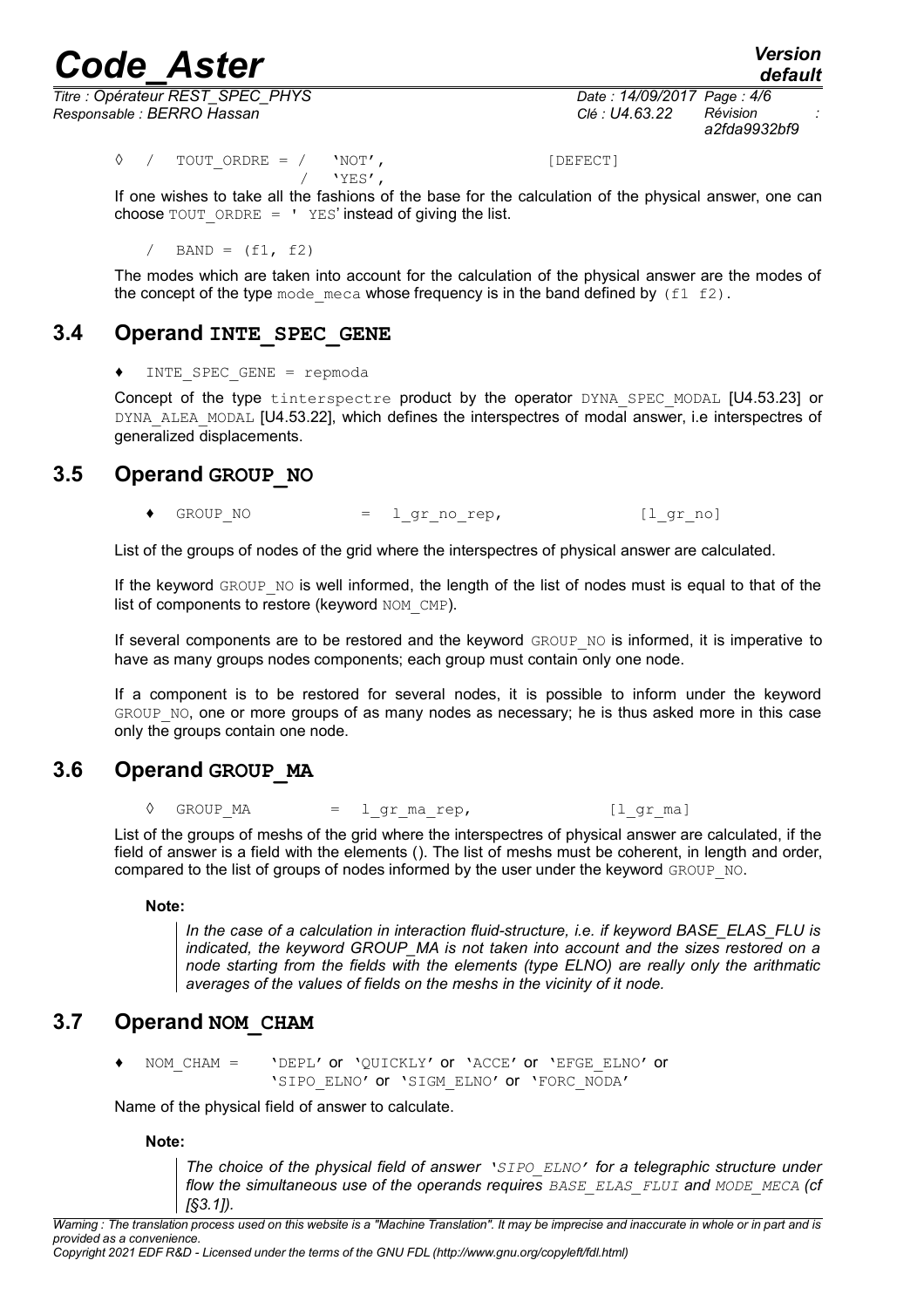```
◊  /  TOUT_ORDRE = /  'NOT',                    [DEFECT]
                   /  'YES',
```

If one wishes to take all the fashions of the base for the calculation of the physical answer, one can choose `TOUT_ORDRE = ' YES'` instead of giving the list.

```
   /  BAND = (f1, f2)
```

The modes which are taken into account for the calculation of the physical answer are the modes of the concept of the type `mode_meca` whose frequency is in the band defined by `(f1 f2)`.

## 3.4 Operand INTE_SPEC_GENE

```
♦  INTE_SPEC_GENE = repmoda
```

Concept of the type `tinterspectre` product by the operator `DYNA_SPEC_MODAL` [U4.53.23] or `DYNA_ALEA_MODAL` [U4.53.22], which defines the interspectres of modal answer, i.e interspectres of generalized displacements.

## 3.5 Operand GROUP_NO

```
♦  GROUP_NO          =  l_gr_no_rep,              [l_gr_no]
```

List of the groups of nodes of the grid where the interspectres of physical answer are calculated.

If the keyword `GROUP_NO` is well informed, the length of the list of nodes must is equal to that of the list of components to restore (keyword `NOM_CMP`).

If several components are to be restored and the keyword `GROUP_NO` is informed, it is imperative to have as many groups nodes components; each group must contain only one node.

If a component is to be restored for several nodes, it is possible to inform under the keyword `GROUP_NO`, one or more groups of as many nodes as necessary; he is thus asked more in this case only the groups contain one node.

## 3.6 Operand GROUP_MA

```
◊  GROUP_MA          =  l_gr_ma_rep,              [l_gr_ma]
```

List of the groups of meshs of the grid where the interspectres of physical answer are calculated, if the field of answer is a field with the elements (). The list of meshs must be coherent, in length and order, compared to the list of groups of nodes informed by the user under the keyword `GROUP_NO`.

**Note:**

> *In the case of a calculation in interaction fluid-structure, i.e. if keyword BASE_ELAS_FLU is indicated, the keyword GROUP_MA is not taken into account and the sizes restored on a node starting from the fields with the elements (type ELNO) are really only the arithmatic averages of the values of fields on the meshs in the vicinity of it node.*

## 3.7 Operand NOM_CHAM

```
♦  NOM_CHAM =     'DEPL' or 'QUICKLY' or 'ACCE' or 'EFGE_ELNO' or
                  'SIPO_ELNO' or 'SIGM_ELNO' or 'FORC_NODA'
```

Name of the physical field of answer to calculate.

**Note:**

> *The choice of the physical field of answer 'SIPO_ELNO' for a telegraphic structure under flow the simultaneous use of the operands requires BASE_ELAS_FLUI and MODE_MECA (cf [§3.1]).*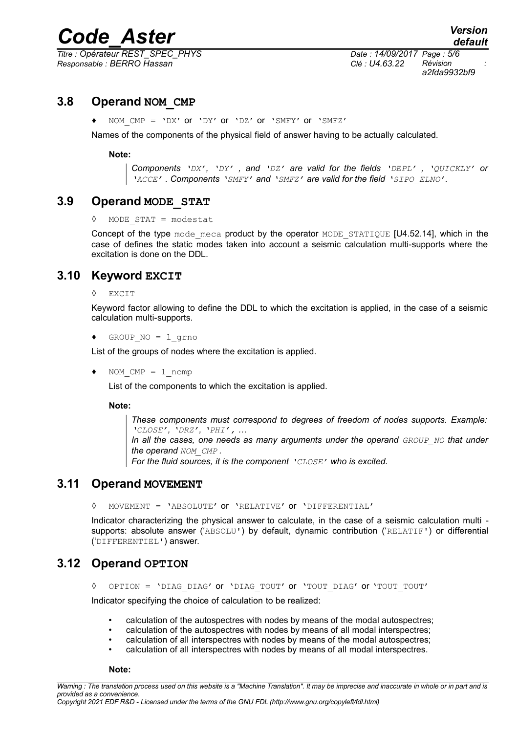## 3.8 Operand NOM_CMP

♦ `NOM_CMP = 'DX' or 'DY' or 'DZ' or 'SMFY' or 'SMFZ'`

Names of the components of the physical field of answer having to be actually calculated.

**Note:**

> *Components 'DX', 'DY' , and 'DZ' are valid for the fields 'DEPL' , 'QUICKLY' or 'ACCE' . Components 'SMFY' and 'SMFZ' are valid for the field 'SIPO_ELNO'.*

## 3.9 Operand MODE_STAT

◊ `MODE_STAT = modestat`

Concept of the type `mode_meca` product by the operator `MODE_STATIQUE` [U4.52.14], which in the case of defines the static modes taken into account a seismic calculation multi-supports where the excitation is done on the DDL.

## 3.10 Keyword EXCIT

◊ `EXCIT`

Keyword factor allowing to define the DDL to which the excitation is applied, in the case of a seismic calculation multi-supports.

♦ `GROUP_NO = l_grno`

List of the groups of nodes where the excitation is applied.

♦ `NOM_CMP = l_ncmp`

List of the components to which the excitation is applied.

**Note:**

> *These components must correspond to degrees of freedom of nodes supports. Example: 'CLOSE', 'DRZ', 'PHI', ...*
> *In all the cases, one needs as many arguments under the operand GROUP_NO that under the operand NOM_CMP.*
> *For the fluid sources, it is the component 'CLOSE' who is excited.*

## 3.11 Operand MOVEMENT

◊ `MOVEMENT = 'ABSOLUTE' or 'RELATIVE' or 'DIFFERENTIAL'`

Indicator characterizing the physical answer to calculate, in the case of a seismic calculation multi - supports: absolute answer ('ABSOLU') by default, dynamic contribution ('RELATIF') or differential ('DIFFERENTIEL') answer.

## 3.12 Operand OPTION

◊ `OPTION = 'DIAG_DIAG' or 'DIAG_TOUT' or 'TOUT_DIAG' or 'TOUT_TOUT'`

Indicator specifying the choice of calculation to be realized:

- calculation of the autospectres with nodes by means of the modal autospectres;
- calculation of the autospectres with nodes by means of all modal interspectres;
- calculation of all interspectres with nodes by means of the modal autospectres;
- calculation of all interspectres with nodes by means of all modal interspectres.

**Note:**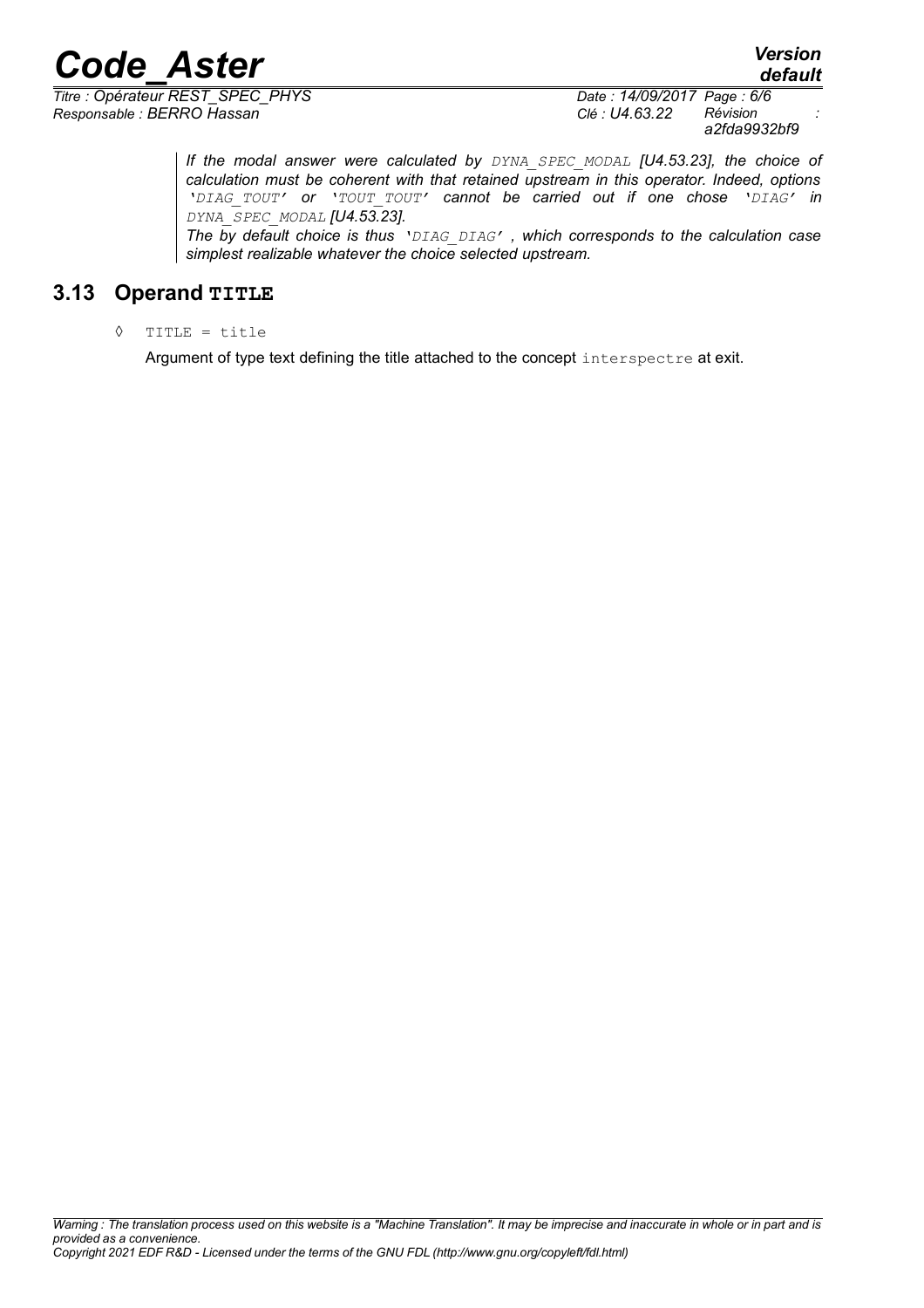*If the modal answer were calculated by `DYNA_SPEC_MODAL` [U4.53.23], the choice of calculation must be coherent with that retained upstream in this operator. Indeed, options 'DIAG_TOUT' or 'TOUT_TOUT' cannot be carried out if one chose 'DIAG' in `DYNA_SPEC_MODAL` [U4.53.23].*
*The by default choice is thus 'DIAG_DIAG' , which corresponds to the calculation case simplest realizable whatever the choice selected upstream.*

## 3.13 Operand TITLE

◊ `TITLE = title`

Argument of type text defining the title attached to the concept `interspectre` at exit.